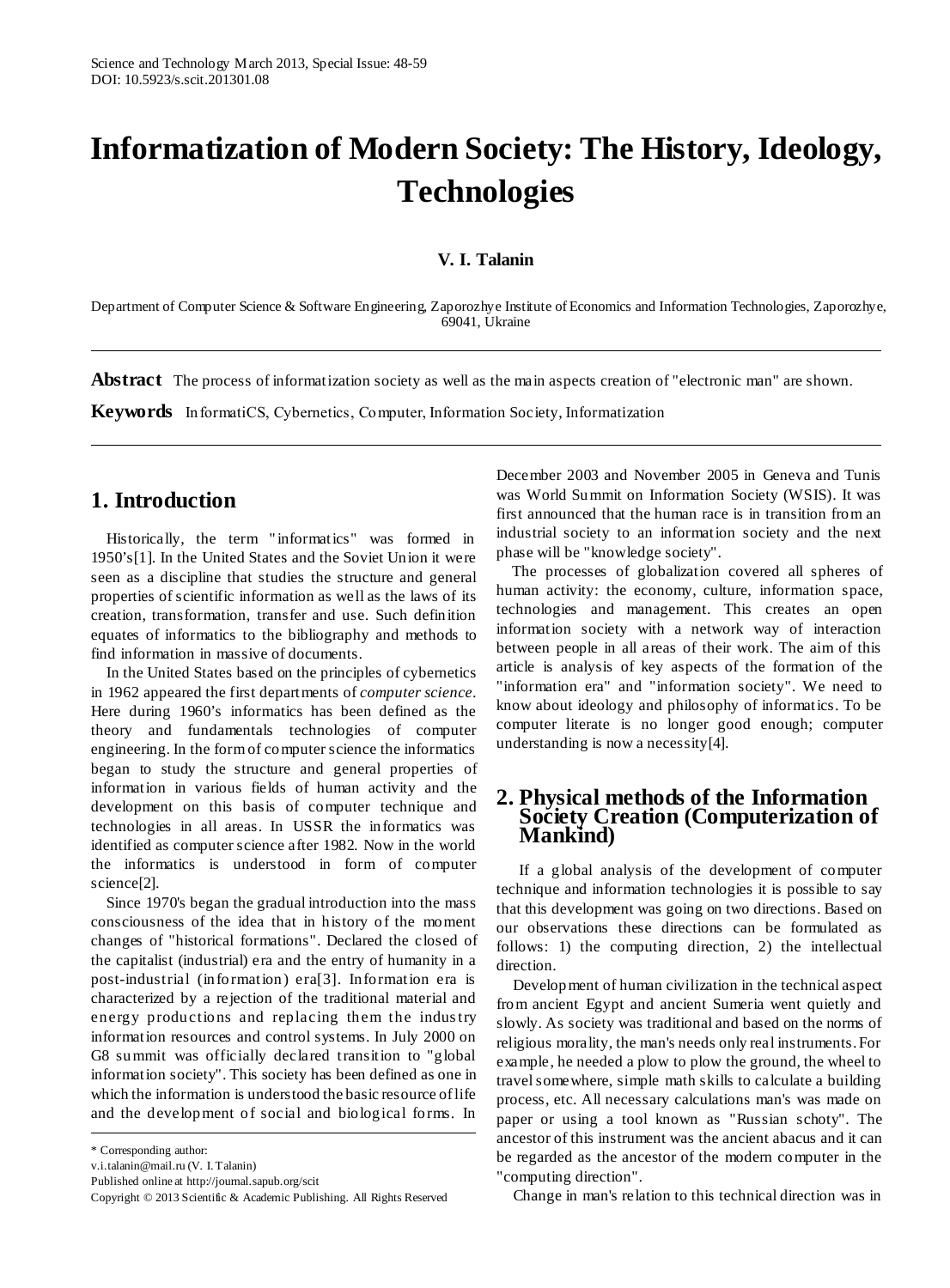# Informatization of Modern Society: The History, Ideology, Technologies

**V. I. Talanin**

Department of Computer Science & Software Engineering, Zaporozhye Institute of Economics and Information Technologies, Zaporozhye, 69041, Ukraine

**Abstract** The process of informatization society as well as the main aspects creation of "electronic man" are shown.

**Keywords** InformatiCS, Cybernetics, Computer, Information Society, Informatization

## 1. Introduction

Historically, the term "informatics" was formed in 1950's[1]. In the United States and the Soviet Union it were seen as a discipline that studies the structure and general properties of scientific information as well as the laws of its creation, transformation, transfer and use. Such definition equates of informatics to the bibliography and methods to find information in massive of documents.

In the United States based on the principles of cybernetics in 1962 appeared the first departments of *computer science*. Here during 1960's informatics has been defined as the theory and fundamentals technologies of computer engineering. In the form of computer science the informatics began to study the structure and general properties of information in various fields of human activity and the development on this basis of computer technique and technologies in all areas. In USSR the informatics was identified as computer science after 1982. Now in the world the informatics is understood in form of computer science[2].

Since 1970's began the gradual introduction into the mass consciousness of the idea that in history of the moment changes of "historical formations". Declared the closed of the capitalist (industrial) era and the entry of humanity in a post-industrial (information) era[3]. Information era is characterized by a rejection of the traditional material and energy productions and replacing them the industry information resources and control systems. In July 2000 on G8 summit was officially declared transition to "global information society". This society has been defined as one in which the information is understood the basic resource of life and the development of social and biological forms. In December 2003 and November 2005 in Geneva and Tunis was World Summit on Information Society (WSIS). It was first announced that the human race is in transition from an industrial society to an information society and the next phase will be "knowledge society".

The processes of globalization covered all spheres of human activity: the economy, culture, information space, technologies and management. This creates an open information society with a network way of interaction between people in all areas of their work. The aim of this article is analysis of key aspects of the formation of the "information era" and "information society". We need to know about ideology and philosophy of informatics. To be computer literate is no longer good enough; computer understanding is now a necessity[4].

## 2. Physical methods of the Information Society Creation (Computerization of Mankind)

If a global analysis of the development of computer technique and information technologies it is possible to say that this development was going on two directions. Based on our observations these directions can be formulated as follows: 1) the computing direction, 2) the intellectual direction.

Development of human civilization in the technical aspect from ancient Egypt and ancient Sumeria went quietly and slowly. As society was traditional and based on the norms of religious morality, the man's needs only real instruments. For example, he needed a plow to plow the ground, the wheel to travel somewhere, simple math skills to calculate a building process, etc. All necessary calculations man's was made on paper or using a tool known as "Russian schoty". The ancestor of this instrument was the ancient abacus and it can be regarded as the ancestor of the modern computer in the "computing direction".

Change in man's relation to this technical direction was in

---

\* Corresponding author:
v.i.talanin@mail.ru (V. I. Talanin)
Published online at http://journal.sapub.org/scit
Copyright © 2013 Scientific & Academic Publishing. All Rights Reserved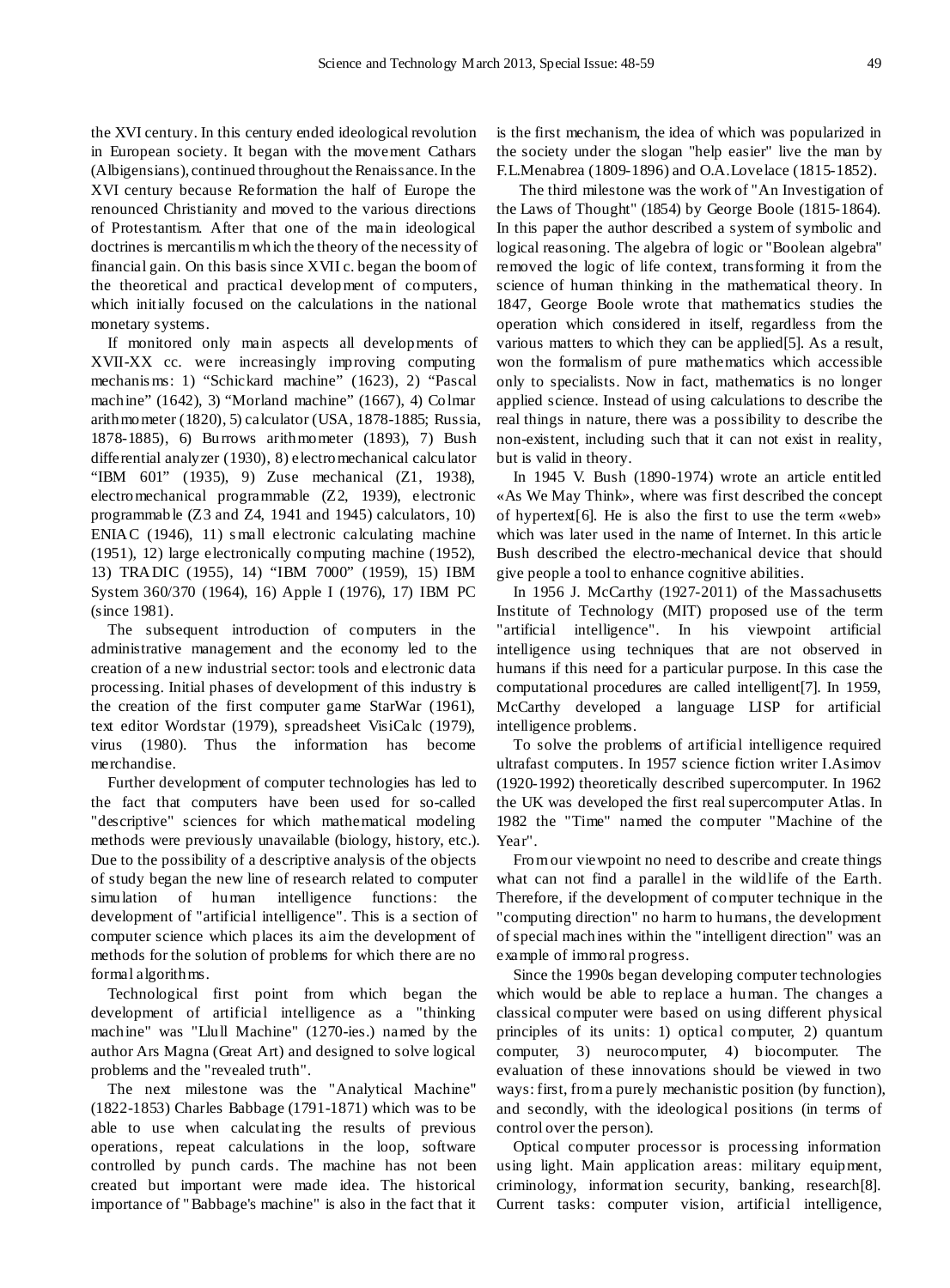the XVI century. In this century ended ideological revolution in European society. It began with the movement Cathars (Albigensians), continued throughout the Renaissance. In the XVI century because Reformation the half of Europe the renounced Christianity and moved to the various directions of Protestantism. After that one of the main ideological doctrines is mercantilism which the theory of the necessity of financial gain. On this basis since XVII c. began the boom of the theoretical and practical development of computers, which initially focused on the calculations in the national monetary systems.

If monitored only main aspects all developments of XVII-XX cc. were increasingly improving computing mechanisms: 1) “Schickard machine” (1623), 2) “Pascal machine” (1642), 3) “Morland machine” (1667), 4) Colmar arithmometer (1820), 5) calculator (USA, 1878-1885; Russia, 1878-1885), 6) Burrows arithmometer (1893), 7) Bush differential analyzer (1930), 8) electromechanical calculator “IBM 601” (1935), 9) Zuse mechanical (Z1, 1938), electromechanical programmable (Z2, 1939), electronic programmable (Z3 and Z4, 1941 and 1945) calculators, 10) ENIAC (1946), 11) small electronic calculating machine (1951), 12) large electronically computing machine (1952), 13) TRADIC (1955), 14) “IBM 7000” (1959), 15) IBM System 360/370 (1964), 16) Apple I (1976), 17) IBM PC (since 1981).

The subsequent introduction of computers in the administrative management and the economy led to the creation of a new industrial sector: tools and electronic data processing. Initial phases of development of this industry is the creation of the first computer game StarWar (1961), text editor Wordstar (1979), spreadsheet VisiCalc (1979), virus (1980). Thus the information has become merchandise.

Further development of computer technologies has led to the fact that computers have been used for so-called "descriptive" sciences for which mathematical modeling methods were previously unavailable (biology, history, etc.). Due to the possibility of a descriptive analysis of the objects of study began the new line of research related to computer simulation of human intelligence functions: the development of "artificial intelligence". This is a section of computer science which places its aim the development of methods for the solution of problems for which there are no formal algorithms.

Technological first point from which began the development of artificial intelligence as a "thinking machine" was "Llull Machine" (1270-ies.) named by the author Ars Magna (Great Art) and designed to solve logical problems and the "revealed truth".

The next milestone was the "Analytical Machine" (1822-1853) Charles Babbage (1791-1871) which was to be able to use when calculating the results of previous operations, repeat calculations in the loop, software controlled by punch cards. The machine has not been created but important were made idea. The historical importance of "Babbage's machine" is also in the fact that it is the first mechanism, the idea of which was popularized in the society under the slogan "help easier" live the man by F.L.Menabrea (1809-1896) and O.A.Lovelace (1815-1852).

The third milestone was the work of "An Investigation of the Laws of Thought" (1854) by George Boole (1815-1864). In this paper the author described a system of symbolic and logical reasoning. The algebra of logic or "Boolean algebra" removed the logic of life context, transforming it from the science of human thinking in the mathematical theory. In 1847, George Boole wrote that mathematics studies the operation which considered in itself, regardless from the various matters to which they can be applied[5]. As a result, won the formalism of pure mathematics which accessible only to specialists. Now in fact, mathematics is no longer applied science. Instead of using calculations to describe the real things in nature, there was a possibility to describe the non-existent, including such that it can not exist in reality, but is valid in theory.

In 1945 V. Bush (1890-1974) wrote an article entitled «As We May Think», where was first described the concept of hypertext[6]. He is also the first to use the term «web» which was later used in the name of Internet. In this article Bush described the electro-mechanical device that should give people a tool to enhance cognitive abilities.

In 1956 J. McCarthy (1927-2011) of the Massachusetts Institute of Technology (MIT) proposed use of the term "artificial intelligence". In his viewpoint artificial intelligence using techniques that are not observed in humans if this need for a particular purpose. In this case the computational procedures are called intelligent[7]. In 1959, McCarthy developed a language LISP for artificial intelligence problems.

To solve the problems of artificial intelligence required ultrafast computers. In 1957 science fiction writer I.Asimov (1920-1992) theoretically described supercomputer. In 1962 the UK was developed the first real supercomputer Atlas. In 1982 the "Time" named the computer "Machine of the Year".

From our viewpoint no need to describe and create things what can not find a parallel in the wildlife of the Earth. Therefore, if the development of computer technique in the "computing direction" no harm to humans, the development of special machines within the "intelligent direction" was an example of immoral progress.

Since the 1990s began developing computer technologies which would be able to replace a human. The changes a classical computer were based on using different physical principles of its units: 1) optical computer, 2) quantum computer, 3) neurocomputer, 4) biocomputer. The evaluation of these innovations should be viewed in two ways: first, from a purely mechanistic position (by function), and secondly, with the ideological positions (in terms of control over the person).

Optical computer processor is processing information using light. Main application areas: military equipment, criminology, information security, banking, research[8]. Current tasks: computer vision, artificial intelligence,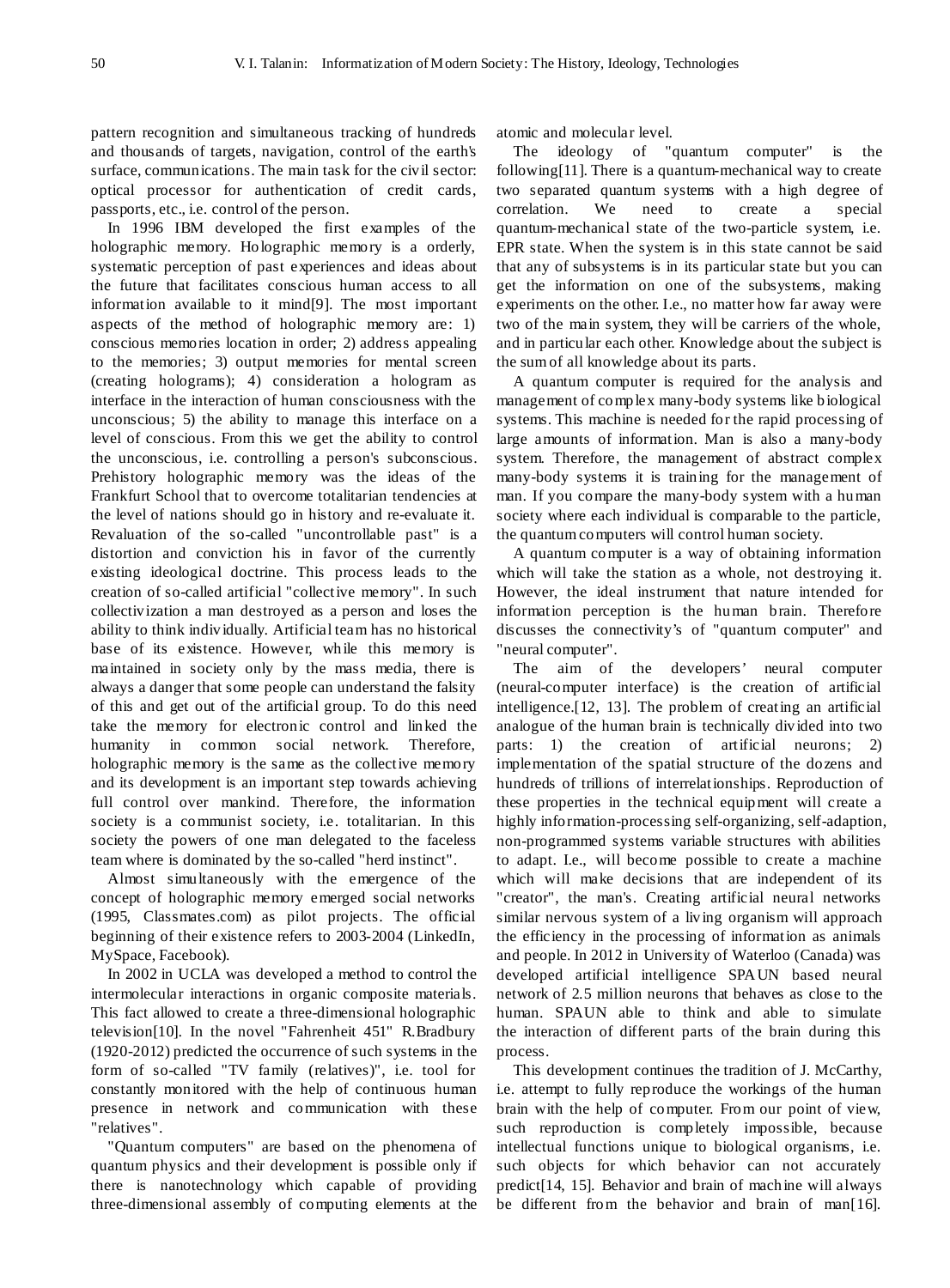pattern recognition and simultaneous tracking of hundreds and thousands of targets, navigation, control of the earth's surface, communications. The main task for the civil sector: optical processor for authentication of credit cards, passports, etc., i.e. control of the person.

In 1996 IBM developed the first examples of the holographic memory. Holographic memory is a orderly, systematic perception of past experiences and ideas about the future that facilitates conscious human access to all information available to it mind[9]. The most important aspects of the method of holographic memory are: 1) conscious memories location in order; 2) address appealing to the memories; 3) output memories for mental screen (creating holograms); 4) consideration a hologram as interface in the interaction of human consciousness with the unconscious; 5) the ability to manage this interface on a level of conscious. From this we get the ability to control the unconscious, i.e. controlling a person's subconscious. Prehistory holographic memory was the ideas of the Frankfurt School that to overcome totalitarian tendencies at the level of nations should go in history and re-evaluate it. Revaluation of the so-called "uncontrollable past" is a distortion and conviction his in favor of the currently existing ideological doctrine. This process leads to the creation of so-called artificial "collective memory". In such collectivization a man destroyed as a person and loses the ability to think individually. Artificial team has no historical base of its existence. However, while this memory is maintained in society only by the mass media, there is always a danger that some people can understand the falsity of this and get out of the artificial group. To do this need take the memory for electronic control and linked the humanity in common social network. Therefore, holographic memory is the same as the collective memory and its development is an important step towards achieving full control over mankind. Therefore, the information society is a communist society, i.e. totalitarian. In this society the powers of one man delegated to the faceless team where is dominated by the so-called "herd instinct".

Almost simultaneously with the emergence of the concept of holographic memory emerged social networks (1995, Classmates.com) as pilot projects. The official beginning of their existence refers to 2003-2004 (LinkedIn, MySpace, Facebook).

In 2002 in UCLA was developed a method to control the intermolecular interactions in organic composite materials. This fact allowed to create a three-dimensional holographic television[10]. In the novel "Fahrenheit 451" R.Bradbury (1920-2012) predicted the occurrence of such systems in the form of so-called "TV family (relatives)", i.e. tool for constantly monitored with the help of continuous human presence in network and communication with these "relatives".

"Quantum computers" are based on the phenomena of quantum physics and their development is possible only if there is nanotechnology which capable of providing three-dimensional assembly of computing elements at the atomic and molecular level.

The ideology of "quantum computer" is the following[11]. There is a quantum-mechanical way to create two separated quantum systems with a high degree of correlation. We need to create a special quantum-mechanical state of the two-particle system, i.e. EPR state. When the system is in this state cannot be said that any of subsystems is in its particular state but you can get the information on one of the subsystems, making experiments on the other. I.e., no matter how far away were two of the main system, they will be carriers of the whole, and in particular each other. Knowledge about the subject is the sum of all knowledge about its parts.

A quantum computer is required for the analysis and management of complex many-body systems like biological systems. This machine is needed for the rapid processing of large amounts of information. Man is also a many-body system. Therefore, the management of abstract complex many-body systems it is training for the management of man. If you compare the many-body system with a human society where each individual is comparable to the particle, the quantum computers will control human society.

A quantum computer is a way of obtaining information which will take the station as a whole, not destroying it. However, the ideal instrument that nature intended for information perception is the human brain. Therefore discusses the connectivity's of "quantum computer" and "neural computer".

The aim of the developers' neural computer (neural-computer interface) is the creation of artificial intelligence.[12, 13]. The problem of creating an artificial analogue of the human brain is technically divided into two parts: 1) the creation of artificial neurons; 2) implementation of the spatial structure of the dozens and hundreds of trillions of interrelationships. Reproduction of these properties in the technical equipment will create a highly information-processing self-organizing, self-adaption, non-programmed systems variable structures with abilities to adapt. I.e., will become possible to create a machine which will make decisions that are independent of its "creator", the man's. Creating artificial neural networks similar nervous system of a living organism will approach the efficiency in the processing of information as animals and people. In 2012 in University of Waterloo (Canada) was developed artificial intelligence SPAUN based neural network of 2.5 million neurons that behaves as close to the human. SPAUN able to think and able to simulate the interaction of different parts of the brain during this process.

This development continues the tradition of J. McCarthy, i.e. attempt to fully reproduce the workings of the human brain with the help of computer. From our point of view, such reproduction is completely impossible, because intellectual functions unique to biological organisms, i.e. such objects for which behavior can not accurately predict[14, 15]. Behavior and brain of machine will always be different from the behavior and brain of man[16].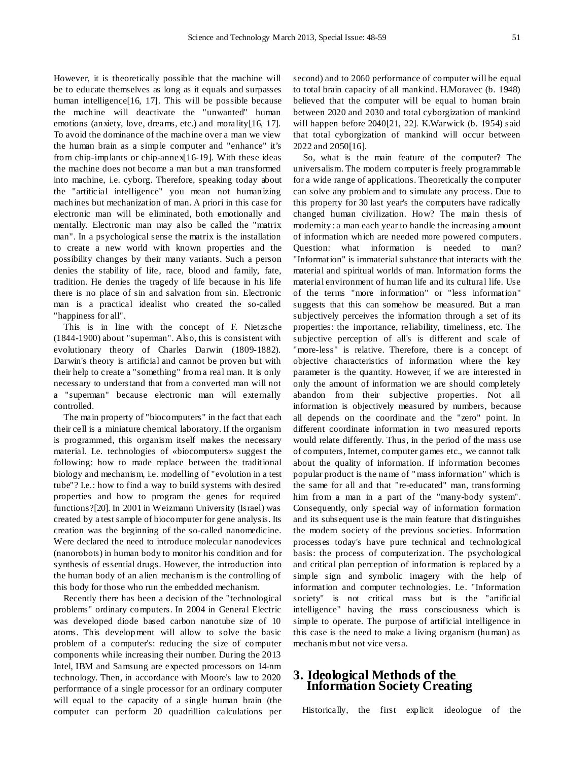However, it is theoretically possible that the machine will be to educate themselves as long as it equals and surpasses human intelligence[16, 17]. This will be possible because the machine will deactivate the "unwanted" human emotions (anxiety, love, dreams, etc.) and morality[16, 17]. To avoid the dominance of the machine over a man we view the human brain as a simple computer and "enhance" it's from chip-implants or chip-annex[16-19]. With these ideas the machine does not become a man but a man transformed into machine, i.e. cyborg. Therefore, speaking today about the "artificial intelligence" you mean not humanizing machines but mechanization of man. A priori in this case for electronic man will be eliminated, both emotionally and mentally. Electronic man may also be called the "matrix man". In a psychological sense the matrix is the installation to create a new world with known properties and the possibility changes by their many variants. Such a person denies the stability of life, race, blood and family, fate, tradition. He denies the tragedy of life because in his life there is no place of sin and salvation from sin. Electronic man is a practical idealist who created the so-called "happiness for all".

This is in line with the concept of F. Nietzsche (1844-1900) about "superman". Also, this is consistent with evolutionary theory of Charles Darwin (1809-1882). Darwin's theory is artificial and cannot be proven but with their help to create a "something" from a real man. It is only necessary to understand that from a converted man will not a "superman" because electronic man will externally controlled.

The main property of "biocomputers" in the fact that each their cell is a miniature chemical laboratory. If the organism is programmed, this organism itself makes the necessary material. I.e. technologies of «biocomputers» suggest the following: how to made replace between the traditional biology and mechanism, i.e. modelling of "evolution in a test tube"? I.e.: how to find a way to build systems with desired properties and how to program the genes for required functions?[20]. In 2001 in Weizmann University (Israel) was created by a test sample of biocomputer for gene analysis. Its creation was the beginning of the so-called nanomedicine. Were declared the need to introduce molecular nanodevices (nanorobots) in human body to monitor his condition and for synthesis of essential drugs. However, the introduction into the human body of an alien mechanism is the controlling of this body for those who run the embedded mechanism.

Recently there has been a decision of the "technological problems" ordinary computers. In 2004 in General Electric was developed diode based carbon nanotube size of 10 atoms. This development will allow to solve the basic problem of a computer's: reducing the size of computer components while increasing their number. During the 2013 Intel, IBM and Samsung are expected processors on 14-nm technology. Then, in accordance with Moore's law to 2020 performance of a single processor for an ordinary computer will equal to the capacity of a single human brain (the computer can perform 20 quadrillion calculations per second) and to 2060 performance of computer will be equal to total brain capacity of all mankind. H.Moravec (b. 1948) believed that the computer will be equal to human brain between 2020 and 2030 and total cyborgization of mankind will happen before 2040[21, 22]. K.Warwick (b. 1954) said that total cyborgization of mankind will occur between 2022 and 2050[16].

So, what is the main feature of the computer? The universalism. The modern computer is freely programmable for a wide range of applications. Theoretically the computer can solve any problem and to simulate any process. Due to this property for 30 last year's the computers have radically changed human civilization. How? The main thesis of modernity: a man each year to handle the increasing amount of information which are needed more powered computers. Question: what information is needed to man? "Information" is immaterial substance that interacts with the material and spiritual worlds of man. Information forms the material environment of human life and its cultural life. Use of the terms "more information" or "less information" suggests that this can somehow be measured. But a man subjectively perceives the information through a set of its properties: the importance, reliability, timeliness, etc. The subjective perception of all's is different and scale of "more-less" is relative. Therefore, there is a concept of objective characteristics of information where the key parameter is the quantity. However, if we are interested in only the amount of information we are should completely abandon from their subjective properties. Not all information is objectively measured by numbers, because all depends on the coordinate and the "zero" point. In different coordinate information in two measured reports would relate differently. Thus, in the period of the mass use of computers, Internet, computer games etc., we cannot talk about the quality of information. If information becomes popular product is the name of "mass information" which is the same for all and that "re-educated" man, transforming him from a man in a part of the "many-body system". Consequently, only special way of information formation and its subsequent use is the main feature that distinguishes the modern society of the previous societies. Information processes today's have pure technical and technological basis: the process of computerization. The psychological and critical plan perception of information is replaced by a simple sign and symbolic imagery with the help of information and computer technologies. I.e. "Information society" is not critical mass but is the "artificial intelligence" having the mass consciousness which is simple to operate. The purpose of artificial intelligence in this case is the need to make a living organism (human) as mechanism but not vice versa.

## 3. Ideological Methods of the Information Society Creating

Historically, the first explicit ideologue of the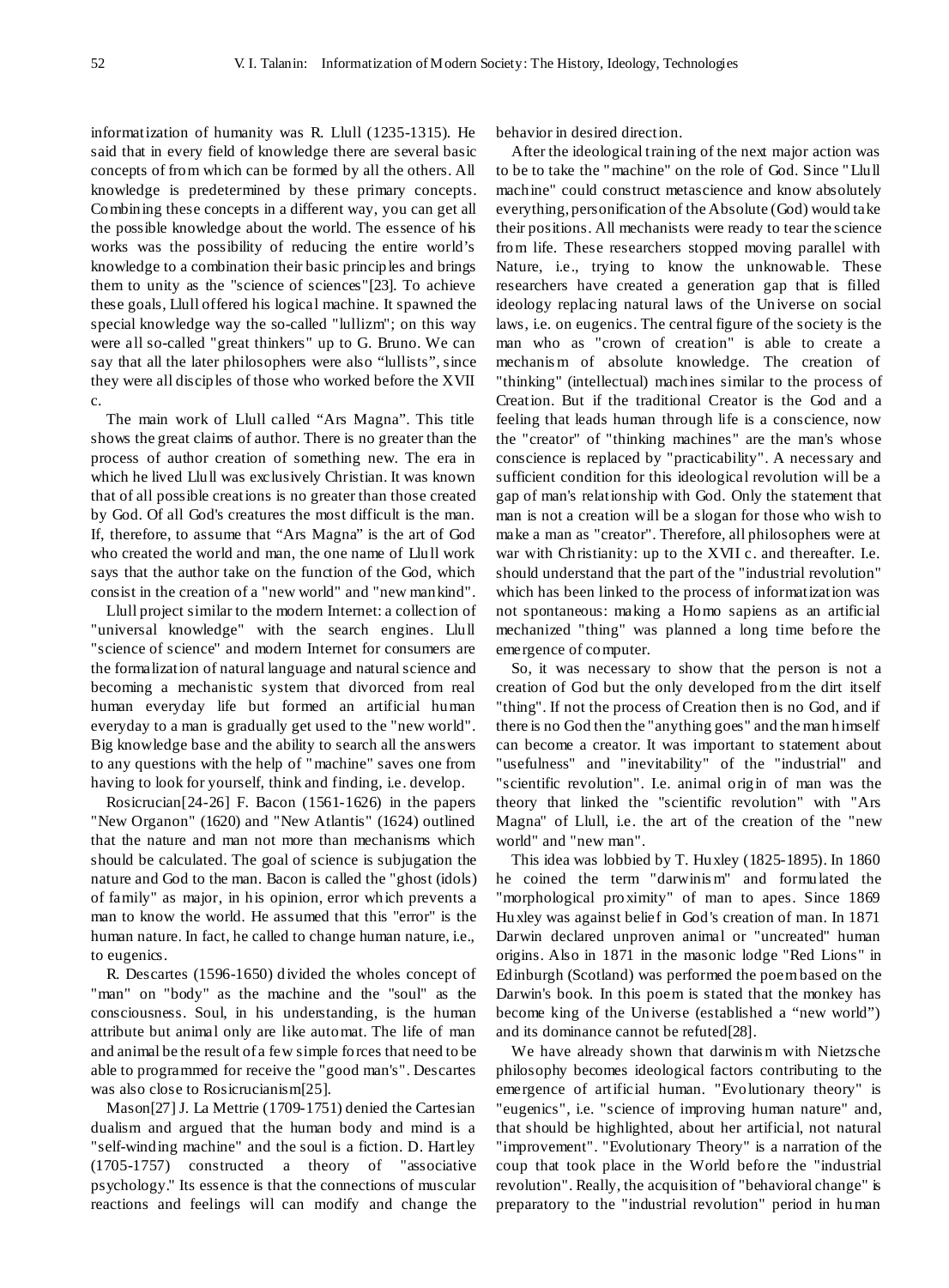informatization of humanity was R. Llull (1235-1315). He said that in every field of knowledge there are several basic concepts of from which can be formed by all the others. All knowledge is predetermined by these primary concepts. Combining these concepts in a different way, you can get all the possible knowledge about the world. The essence of his works was the possibility of reducing the entire world's knowledge to a combination their basic principles and brings them to unity as the "science of sciences"[23]. To achieve these goals, Llull offered his logical machine. It spawned the special knowledge way the so-called "lullizm"; on this way were all so-called "great thinkers" up to G. Bruno. We can say that all the later philosophers were also "lullists", since they were all disciples of those who worked before the XVII c.

The main work of Llull called "Ars Magna". This title shows the great claims of author. There is no greater than the process of author creation of something new. The era in which he lived Llull was exclusively Christian. It was known that of all possible creations is no greater than those created by God. Of all God's creatures the most difficult is the man. If, therefore, to assume that "Ars Magna" is the art of God who created the world and man, the one name of Llull work says that the author take on the function of the God, which consist in the creation of a "new world" and "new mankind".

Llull project similar to the modern Internet: a collection of "universal knowledge" with the search engines. Llull "science of science" and modern Internet for consumers are the formalization of natural language and natural science and becoming a mechanistic system that divorced from real human everyday life but formed an artificial human everyday to a man is gradually get used to the "new world". Big knowledge base and the ability to search all the answers to any questions with the help of "machine" saves one from having to look for yourself, think and finding, i.e. develop.

Rosicrucian[24-26] F. Bacon (1561-1626) in the papers "New Organon" (1620) and "New Atlantis" (1624) outlined that the nature and man not more than mechanisms which should be calculated. The goal of science is subjugation the nature and God to the man. Bacon is called the "ghost (idols) of family" as major, in his opinion, error which prevents a man to know the world. He assumed that this "error" is the human nature. In fact, he called to change human nature, i.e., to eugenics.

R. Descartes (1596-1650) divided the wholes concept of "man" on "body" as the machine and the "soul" as the consciousness. Soul, in his understanding, is the human attribute but animal only are like automat. The life of man and animal be the result of a few simple forces that need to be able to programmed for receive the "good man's". Descartes was also close to Rosicrucianism[25].

Mason[27] J. La Mettrie (1709-1751) denied the Cartesian dualism and argued that the human body and mind is a "self-winding machine" and the soul is a fiction. D. Hartley (1705-1757) constructed a theory of "associative psychology." Its essence is that the connections of muscular reactions and feelings will can modify and change the behavior in desired direction.

After the ideological training of the next major action was to be to take the "machine" on the role of God. Since "Llull machine" could construct metascience and know absolutely everything, personification of the Absolute (God) would take their positions. All mechanists were ready to tear the science from life. These researchers stopped moving parallel with Nature, i.e., trying to know the unknowable. These researchers have created a generation gap that is filled ideology replacing natural laws of the Universe on social laws, i.e. on eugenics. The central figure of the society is the man who as "crown of creation" is able to create a mechanism of absolute knowledge. The creation of "thinking" (intellectual) machines similar to the process of Creation. But if the traditional Creator is the God and a feeling that leads human through life is a conscience, now the "creator" of "thinking machines" are the man's whose conscience is replaced by "practicability". A necessary and sufficient condition for this ideological revolution will be a gap of man's relationship with God. Only the statement that man is not a creation will be a slogan for those who wish to make a man as "creator". Therefore, all philosophers were at war with Christianity: up to the XVII c. and thereafter. I.e. should understand that the part of the "industrial revolution" which has been linked to the process of informatization was not spontaneous: making a Homo sapiens as an artificial mechanized "thing" was planned a long time before the emergence of computer.

So, it was necessary to show that the person is not a creation of God but the only developed from the dirt itself "thing". If not the process of Creation then is no God, and if there is no God then the "anything goes" and the man himself can become a creator. It was important to statement about "usefulness" and "inevitability" of the "industrial" and "scientific revolution". I.e. animal origin of man was the theory that linked the "scientific revolution" with "Ars Magna" of Llull, i.e. the art of the creation of the "new world" and "new man".

This idea was lobbied by T. Huxley (1825-1895). In 1860 he coined the term "darwinism" and formulated the "morphological proximity" of man to apes. Since 1869 Huxley was against belief in God's creation of man. In 1871 Darwin declared unproven animal or "uncreated" human origins. Also in 1871 in the masonic lodge "Red Lions" in Edinburgh (Scotland) was performed the poem based on the Darwin's book. In this poem is stated that the monkey has become king of the Universe (established a "new world") and its dominance cannot be refuted[28].

We have already shown that darwinism with Nietzsche philosophy becomes ideological factors contributing to the emergence of artificial human. "Evolutionary theory" is "eugenics", i.e. "science of improving human nature" and, that should be highlighted, about her artificial, not natural "improvement". "Evolutionary Theory" is a narration of the coup that took place in the World before the "industrial revolution". Really, the acquisition of "behavioral change" is preparatory to the "industrial revolution" period in human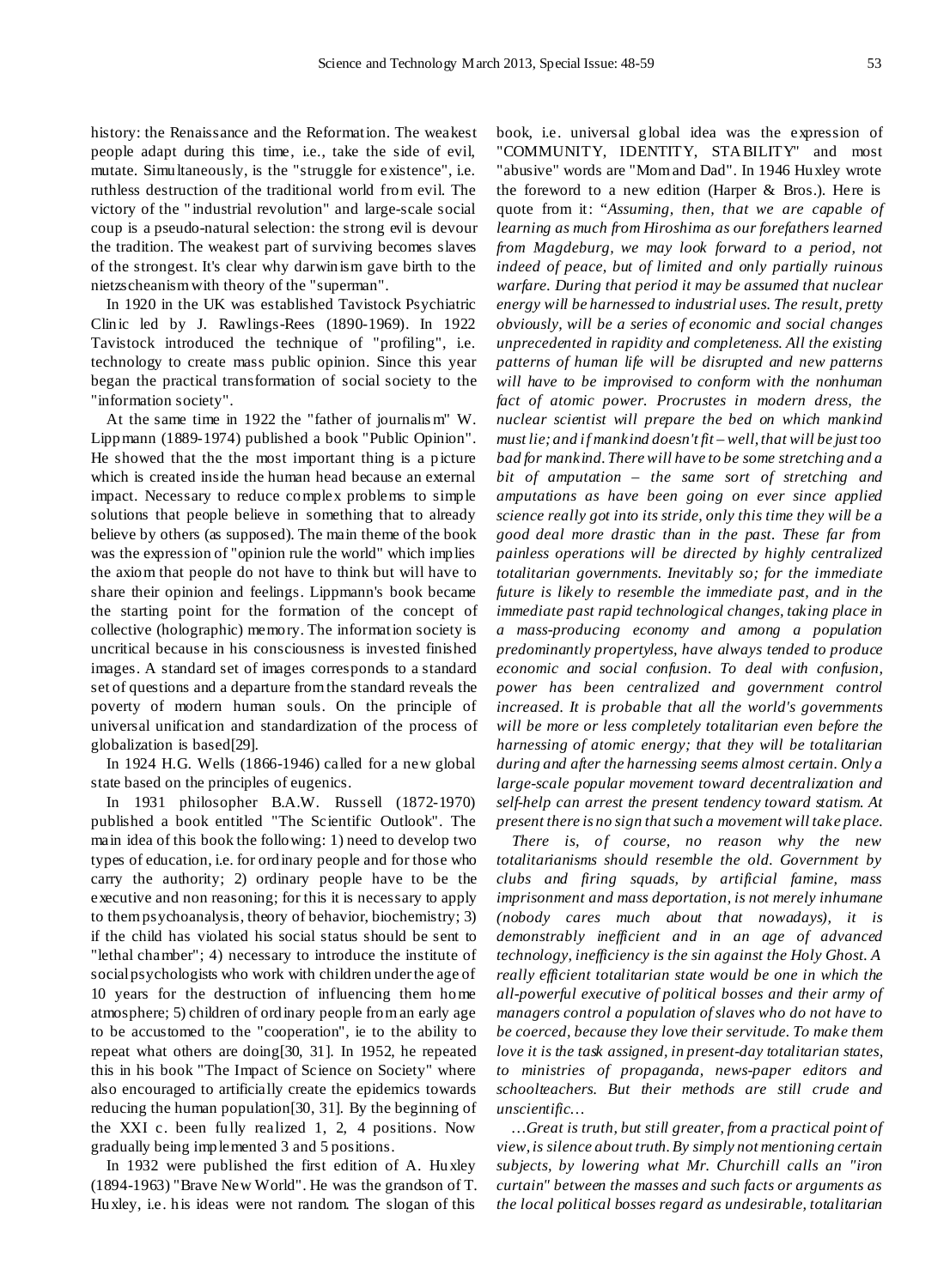history: the Renaissance and the Reformation. The weakest people adapt during this time, i.e., take the side of evil, mutate. Simultaneously, is the "struggle for existence", i.e. ruthless destruction of the traditional world from evil. The victory of the "industrial revolution" and large-scale social coup is a pseudo-natural selection: the strong evil is devour the tradition. The weakest part of surviving becomes slaves of the strongest. It's clear why darwinism gave birth to the nietzscheanism with theory of the "superman".

In 1920 in the UK was established Tavistock Psychiatric Clinic led by J. Rawlings-Rees (1890-1969). In 1922 Tavistock introduced the technique of "profiling", i.e. technology to create mass public opinion. Since this year began the practical transformation of social society to the "information society".

At the same time in 1922 the "father of journalism" W. Lippmann (1889-1974) published a book "Public Opinion". He showed that the the most important thing is a picture which is created inside the human head because an external impact. Necessary to reduce complex problems to simple solutions that people believe in something that to already believe by others (as supposed). The main theme of the book was the expression of "opinion rule the world" which implies the axiom that people do not have to think but will have to share their opinion and feelings. Lippmann's book became the starting point for the formation of the concept of collective (holographic) memory. The information society is uncritical because in his consciousness is invested finished images. A standard set of images corresponds to a standard set of questions and a departure from the standard reveals the poverty of modern human souls. On the principle of universal unification and standardization of the process of globalization is based[29].

In 1924 H.G. Wells (1866-1946) called for a new global state based on the principles of eugenics.

In 1931 philosopher B.A.W. Russell (1872-1970) published a book entitled "The Scientific Outlook". The main idea of this book the following: 1) need to develop two types of education, i.e. for ordinary people and for those who carry the authority; 2) ordinary people have to be the executive and non reasoning; for this it is necessary to apply to them psychoanalysis, theory of behavior, biochemistry; 3) if the child has violated his social status should be sent to "lethal chamber"; 4) necessary to introduce the institute of social psychologists who work with children under the age of 10 years for the destruction of influencing them home atmosphere; 5) children of ordinary people from an early age to be accustomed to the "cooperation", ie to the ability to repeat what others are doing[30, 31]. In 1952, he repeated this in his book "The Impact of Science on Society" where also encouraged to artificially create the epidemics towards reducing the human population[30, 31]. By the beginning of the XXI c. been fully realized 1, 2, 4 positions. Now gradually being implemented 3 and 5 positions.

In 1932 were published the first edition of A. Huxley (1894-1963) "Brave New World". He was the grandson of T. Huxley, i.e. his ideas were not random. The slogan of this book, i.e. universal global idea was the expression of "COMMUNITY, IDENTITY, STABILITY" and most "abusive" words are "Mom and Dad". In 1946 Huxley wrote the foreword to a new edition (Harper & Bros.). Here is quote from it: *"Assuming, then, that we are capable of learning as much from Hiroshima as our forefathers learned from Magdeburg, we may look forward to a period, not indeed of peace, but of limited and only partially ruinous warfare. During that period it may be assumed that nuclear energy will be harnessed to industrial uses. The result, pretty obviously, will be a series of economic and social changes unprecedented in rapidity and completeness. All the existing patterns of human life will be disrupted and new patterns will have to be improvised to conform with the nonhuman fact of atomic power. Procrustes in modern dress, the nuclear scientist will prepare the bed on which mankind must lie; and if mankind doesn't fit – well, that will be just too bad for mankind. There will have to be some stretching and a bit of amputation – the same sort of stretching and amputations as have been going on ever since applied science really got into its stride, only this time they will be a good deal more drastic than in the past. These far from painless operations will be directed by highly centralized totalitarian governments. Inevitably so; for the immediate future is likely to resemble the immediate past, and in the immediate past rapid technological changes, taking place in a mass-producing economy and among a population predominantly propertyless, have always tended to produce economic and social confusion. To deal with confusion, power has been centralized and government control increased. It is probable that all the world's governments will be more or less completely totalitarian even before the harnessing of atomic energy; that they will be totalitarian during and after the harnessing seems almost certain. Only a large-scale popular movement toward decentralization and self-help can arrest the present tendency toward statism. At present there is no sign that such a movement will take place.*

*There is, of course, no reason why the new totalitarianisms should resemble the old. Government by clubs and firing squads, by artificial famine, mass imprisonment and mass deportation, is not merely inhumane (nobody cares much about that nowadays), it is demonstrably inefficient and in an age of advanced technology, inefficiency is the sin against the Holy Ghost. A really efficient totalitarian state would be one in which the all-powerful executive of political bosses and their army of managers control a population of slaves who do not have to be coerced, because they love their servitude. To make them love it is the task assigned, in present-day totalitarian states, to ministries of propaganda, news-paper editors and schoolteachers. But their methods are still crude and unscientific…*

*…Great is truth, but still greater, from a practical point of view, is silence about truth. By simply not mentioning certain subjects, by lowering what Mr. Churchill calls an "iron curtain" between the masses and such facts or arguments as the local political bosses regard as undesirable, totalitarian*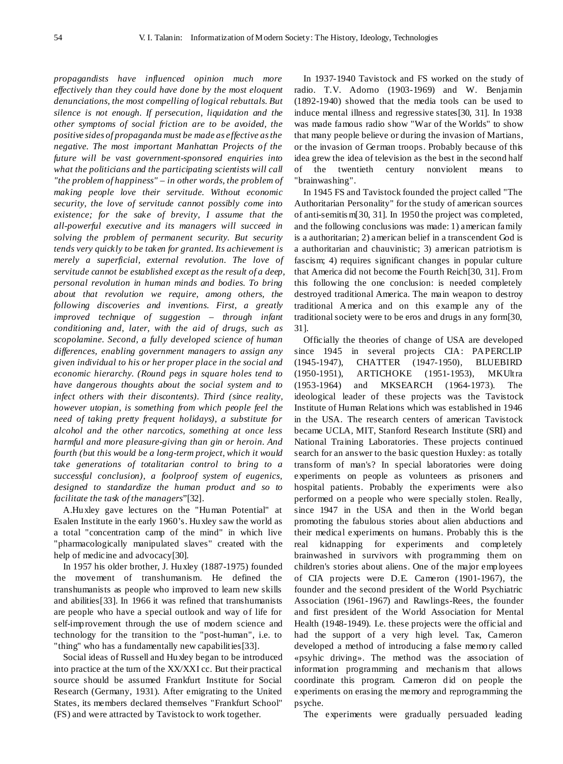*propagandists have influenced opinion much more effectively than they could have done by the most eloquent denunciations, the most compelling of logical rebuttals. But silence is not enough. If persecution, liquidation and the other symptoms of social friction are to be avoided, the positive sides of propaganda must be made as effective as the negative. The most important Manhattan Projects of the future will be vast government-sponsored enquiries into what the politicians and the participating scientists will call "the problem of happiness" – in other words, the problem of making people love their servitude. Without economic security, the love of servitude cannot possibly come into existence; for the sake of brevity, I assume that the all-powerful executive and its managers will succeed in solving the problem of permanent security. But security tends very quickly to be taken for granted. Its achievement is merely a superficial, external revolution. The love of servitude cannot be established except as the result of a deep, personal revolution in human minds and bodies. To bring about that revolution we require, among others, the following discoveries and inventions. First, a greatly improved technique of suggestion – through infant conditioning and, later, with the aid of drugs, such as scopolamine. Second, a fully developed science of human differences, enabling government managers to assign any given individual to his or her proper place in the social and economic hierarchy. (Round pegs in square holes tend to have dangerous thoughts about the social system and to infect others with their discontents). Third (since reality, however utopian, is something from which people feel the need of taking pretty frequent holidays), a substitute for alcohol and the other narcotics, something at once less harmful and more pleasure-giving than gin or heroin. And fourth (but this would be a long-term project, which it would take generations of totalitarian control to bring to a successful conclusion), a foolproof system of eugenics, designed to standardize the human product and so to facilitate the task of the managers*"[32].

A.Huxley gave lectures on the "Human Potential" at Esalen Institute in the early 1960's. Huxley saw the world as a total "concentration camp of the mind" in which live "pharmacologically manipulated slaves" created with the help of medicine and advocacy[30].

In 1957 his older brother, J. Huxley (1887-1975) founded the movement of transhumanism. He defined the transhumanists as people who improved to learn new skills and abilities[33]. In 1966 it was refined that transhumanists are people who have a special outlook and way of life for self-improvement through the use of modern science and technology for the transition to the "post-human", i.e. to "thing" who has a fundamentally new capabilities[33].

Social ideas of Russell and Huxley began to be introduced into practice at the turn of the XX/XXI cc. But their practical source should be assumed Frankfurt Institute for Social Research (Germany, 1931). After emigrating to the United States, its members declared themselves "Frankfurt School" (FS) and were attracted by Tavistock to work together.

In 1937-1940 Tavistock and FS worked on the study of radio. T.V. Adorno (1903-1969) and W. Benjamin (1892-1940) showed that the media tools can be used to induce mental illness and regressive states[30, 31]. In 1938 was made famous radio show "War of the Worlds" to show that many people believe or during the invasion of Martians, or the invasion of German troops. Probably because of this idea grew the idea of television as the best in the second half of the twentieth century nonviolent means to "brainwashing".

In 1945 FS and Tavistock founded the project called "The Authoritarian Personality" for the study of american sources of anti-semitism[30, 31]. In 1950 the project was completed, and the following conclusions was made: 1) american family is a authoritarian; 2) american belief in a transcendent God is a authoritarian and chauvinistic; 3) american patriotism is fascism; 4) requires significant changes in popular culture that America did not become the Fourth Reich[30, 31]. From this following the one conclusion: is needed completely destroyed traditional America. The main weapon to destroy traditional America and on this example any of the traditional society were to be eros and drugs in any form[30, 31].

Officially the theories of change of USA are developed since 1945 in several projects CIA: PAPERCLIP (1945-1947), CHATTER (1947-1950), BLUEBIRD (1950-1951), ARTICHOKE (1951-1953), MKUltra (1953-1964) and MKSEARCH (1964-1973). The ideological leader of these projects was the Tavistock Institute of Human Relations which was established in 1946 in the USA. The research centers of american Tavistock became UCLA, MIT, Stanford Research Institute (SRI) and National Training Laboratories. These projects continued search for an answer to the basic question Huxley: as totally transform of man's? In special laboratories were doing experiments on people as volunteers as prisoners and hospital patients. Probably the experiments were also performed on a people who were specially stolen. Really, since 1947 in the USA and then in the World began promoting the fabulous stories about alien abductions and their medical experiments on humans. Probably this is the real kidnapping for experiments and completely brainwashed in survivors with programming them on children's stories about aliens. One of the major employees of CIA projects were D.E. Cameron (1901-1967), the founder and the second president of the World Psychiatric Association (1961-1967) and Rawlings-Rees, the founder and first president of the World Association for Mental Health (1948-1949). I.e. these projects were the official and had the support of a very high level. Taк, Cameron developed a method of introducing a false memory called «psyhic driving». The method was the association of information programming and mechanism that allows coordinate this program. Cameron did on people the experiments on erasing the memory and reprogramming the psyche.

The experiments were gradually persuaded leading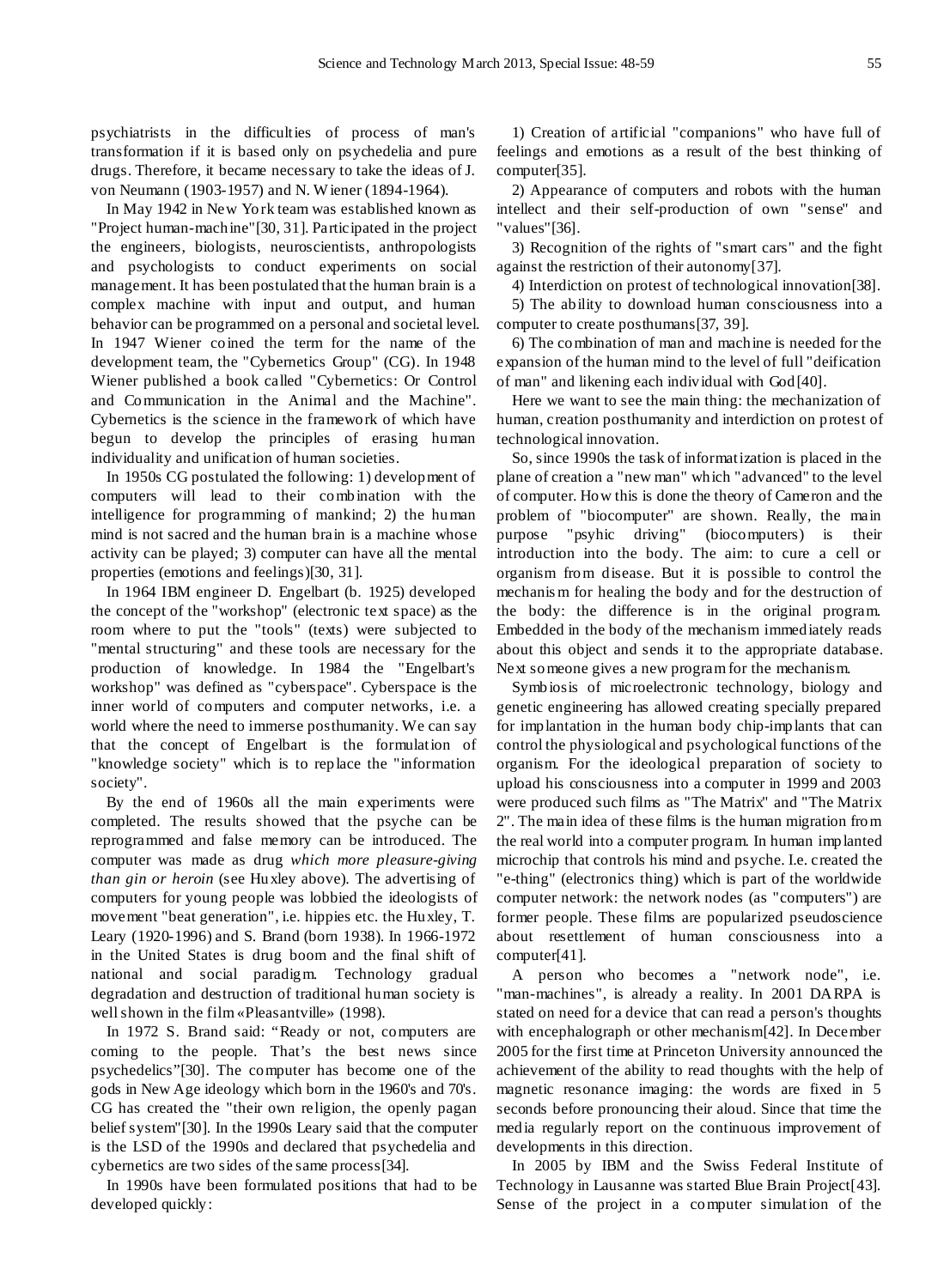psychiatrists in the difficulties of process of man's transformation if it is based only on psychedelia and pure drugs. Therefore, it became necessary to take the ideas of J. von Neumann (1903-1957) and N. Wiener (1894-1964).

In May 1942 in New York team was established known as "Project human-machine"[30, 31]. Participated in the project the engineers, biologists, neuroscientists, anthropologists and psychologists to conduct experiments on social management. It has been postulated that the human brain is a complex machine with input and output, and human behavior can be programmed on a personal and societal level. In 1947 Wiener coined the term for the name of the development team, the "Cybernetics Group" (CG). In 1948 Wiener published a book called "Cybernetics: Or Control and Communication in the Animal and the Machine". Cybernetics is the science in the framework of which have begun to develop the principles of erasing human individuality and unification of human societies.

In 1950s CG postulated the following: 1) development of computers will lead to their combination with the intelligence for programming of mankind; 2) the human mind is not sacred and the human brain is a machine whose activity can be played; 3) computer can have all the mental properties (emotions and feelings)[30, 31].

In 1964 IBM engineer D. Engelbart (b. 1925) developed the concept of the "workshop" (electronic text space) as the room where to put the "tools" (texts) were subjected to "mental structuring" and these tools are necessary for the production of knowledge. In 1984 the "Engelbart's workshop" was defined as "cyberspace". Cyberspace is the inner world of computers and computer networks, i.e. a world where the need to immerse posthumanity. We can say that the concept of Engelbart is the formulation of "knowledge society" which is to replace the "information society".

By the end of 1960s all the main experiments were completed. The results showed that the psyche can be reprogrammed and false memory can be introduced. The computer was made as drug *which more pleasure-giving than gin or heroin* (see Huxley above). The advertising of computers for young people was lobbied the ideologists of movement "beat generation", i.e. hippies etc. the Huxley, T. Leary (1920-1996) and S. Brand (born 1938). In 1966-1972 in the United States is drug boom and the final shift of national and social paradigm. Technology gradual degradation and destruction of traditional human society is well shown in the film «Pleasantville» (1998).

In 1972 S. Brand said: "Ready or not, computers are coming to the people. That's the best news since psychedelics"[30]. The computer has become one of the gods in New Age ideology which born in the 1960's and 70's. CG has created the "their own religion, the openly pagan belief system"[30]. In the 1990s Leary said that the computer is the LSD of the 1990s and declared that psychedelia and cybernetics are two sides of the same process[34].

In 1990s have been formulated positions that had to be developed quickly:

1) Creation of artificial "companions" who have full of feelings and emotions as a result of the best thinking of computer[35].

2) Appearance of computers and robots with the human intellect and their self-production of own "sense" and "values"[36].

3) Recognition of the rights of "smart cars" and the fight against the restriction of their autonomy[37].

4) Interdiction on protest of technological innovation[38].

5) The ability to download human consciousness into a computer to create posthumans[37, 39].

6) The combination of man and machine is needed for the expansion of the human mind to the level of full "deification of man" and likening each individual with God[40].

Here we want to see the main thing: the mechanization of human, creation posthumanity and interdiction on protest of technological innovation.

So, since 1990s the task of informatization is placed in the plane of creation a "new man" which "advanced" to the level of computer. How this is done the theory of Cameron and the problem of "biocomputer" are shown. Really, the main purpose "psyhic driving" (biocomputers) is their introduction into the body. The aim: to cure a cell or organism from disease. But it is possible to control the mechanism for healing the body and for the destruction of the body: the difference is in the original program. Embedded in the body of the mechanism immediately reads about this object and sends it to the appropriate database. Next someone gives a new program for the mechanism.

Symbiosis of microelectronic technology, biology and genetic engineering has allowed creating specially prepared for implantation in the human body chip-implants that can control the physiological and psychological functions of the organism. For the ideological preparation of society to upload his consciousness into a computer in 1999 and 2003 were produced such films as "The Matrix" and "The Matrix 2". The main idea of these films is the human migration from the real world into a computer program. In human implanted microchip that controls his mind and psyche. I.e. created the "e-thing" (electronics thing) which is part of the worldwide computer network: the network nodes (as "computers") are former people. These films are popularized pseudoscience about resettlement of human consciousness into a computer[41].

A person who becomes a "network node", i.e. "man-machines", is already a reality. In 2001 DARPA is stated on need for a device that can read a person's thoughts with encephalograph or other mechanism[42]. In December 2005 for the first time at Princeton University announced the achievement of the ability to read thoughts with the help of magnetic resonance imaging: the words are fixed in 5 seconds before pronouncing their aloud. Since that time the media regularly report on the continuous improvement of developments in this direction.

In 2005 by IBM and the Swiss Federal Institute of Technology in Lausanne was started Blue Brain Project[43]. Sense of the project in a computer simulation of the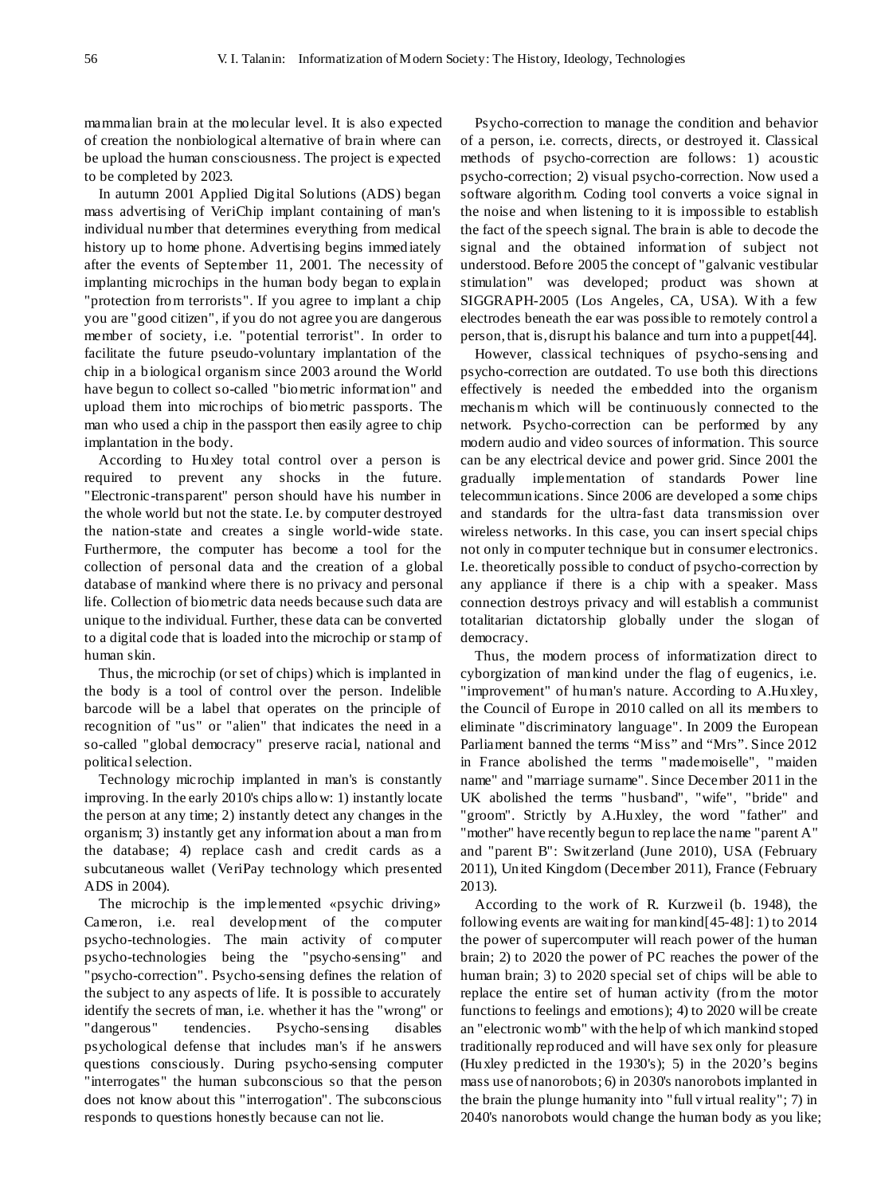mammalian brain at the molecular level. It is also expected of creation the nonbiological alternative of brain where can be upload the human consciousness. The project is expected to be completed by 2023.

In autumn 2001 Applied Digital Solutions (ADS) began mass advertising of VeriChip implant containing of man's individual number that determines everything from medical history up to home phone. Advertising begins immediately after the events of September 11, 2001. The necessity of implanting microchips in the human body began to explain "protection from terrorists". If you agree to implant a chip you are "good citizen", if you do not agree you are dangerous member of society, i.e. "potential terrorist". In order to facilitate the future pseudo-voluntary implantation of the chip in a biological organism since 2003 around the World have begun to collect so-called "biometric information" and upload them into microchips of biometric passports. The man who used a chip in the passport then easily agree to chip implantation in the body.

According to Huxley total control over a person is required to prevent any shocks in the future. "Electronic-transparent" person should have his number in the whole world but not the state. I.e. by computer destroyed the nation-state and creates a single world-wide state. Furthermore, the computer has become a tool for the collection of personal data and the creation of a global database of mankind where there is no privacy and personal life. Collection of biometric data needs because such data are unique to the individual. Further, these data can be converted to a digital code that is loaded into the microchip or stamp of human skin.

Thus, the microchip (or set of chips) which is implanted in the body is a tool of control over the person. Indelible barcode will be a label that operates on the principle of recognition of "us" or "alien" that indicates the need in a so-called "global democracy" preserve racial, national and political selection.

Technology microchip implanted in man's is constantly improving. In the early 2010's chips allow: 1) instantly locate the person at any time; 2) instantly detect any changes in the organism; 3) instantly get any information about a man from the database; 4) replace cash and credit cards as a subcutaneous wallet (VeriPay technology which presented ADS in 2004).

The microchip is the implemented «psychic driving» Cameron, i.e. real development of the computer psycho-technologies. The main activity of computer psycho-technologies being the "psycho-sensing" and "psycho-correction". Psycho-sensing defines the relation of the subject to any aspects of life. It is possible to accurately identify the secrets of man, i.e. whether it has the "wrong" or "dangerous" tendencies. Psycho-sensing disables psychological defense that includes man's if he answers questions consciously. During psycho-sensing computer "interrogates" the human subconscious so that the person does not know about this "interrogation". The subconscious responds to questions honestly because can not lie.

Psycho-correction to manage the condition and behavior of a person, i.e. corrects, directs, or destroyed it. Classical methods of psycho-correction are follows: 1) acoustic psycho-correction; 2) visual psycho-correction. Now used a software algorithm. Coding tool converts a voice signal in the noise and when listening to it is impossible to establish the fact of the speech signal. The brain is able to decode the signal and the obtained information of subject not understood. Before 2005 the concept of "galvanic vestibular stimulation" was developed; product was shown at SIGGRAPH-2005 (Los Angeles, CA, USA). With a few electrodes beneath the ear was possible to remotely control a person, that is, disrupt his balance and turn into a puppet[44].

However, classical techniques of psycho-sensing and psycho-correction are outdated. To use both this directions effectively is needed the embedded into the organism mechanism which will be continuously connected to the network. Psycho-correction can be performed by any modern audio and video sources of information. This source can be any electrical device and power grid. Since 2001 the gradually implementation of standards Power line telecommunications. Since 2006 are developed a some chips and standards for the ultra-fast data transmission over wireless networks. In this case, you can insert special chips not only in computer technique but in consumer electronics. I.e. theoretically possible to conduct of psycho-correction by any appliance if there is a chip with a speaker. Mass connection destroys privacy and will establish a communist totalitarian dictatorship globally under the slogan of democracy.

Thus, the modern process of informatization direct to cyborgization of mankind under the flag of eugenics, i.e. "improvement" of human's nature. According to A.Huxley, the Council of Europe in 2010 called on all its members to eliminate "discriminatory language". In 2009 the European Parliament banned the terms "Miss" and "Mrs". Since 2012 in France abolished the terms "mademoiselle", "maiden name" and "marriage surname". Since December 2011 in the UK abolished the terms "husband", "wife", "bride" and "groom". Strictly by A.Huxley, the word "father" and "mother" have recently begun to replace the name "parent A" and "parent B": Switzerland (June 2010), USA (February 2011), United Kingdom (December 2011), France (February 2013).

According to the work of R. Kurzweil (b. 1948), the following events are waiting for mankind[45-48]: 1) to 2014 the power of supercomputer will reach power of the human brain; 2) to 2020 the power of PC reaches the power of the human brain; 3) to 2020 special set of chips will be able to replace the entire set of human activity (from the motor functions to feelings and emotions); 4) to 2020 will be create an "electronic womb" with the help of which mankind stoped traditionally reproduced and will have sex only for pleasure (Huxley predicted in the 1930's); 5) in the 2020's begins mass use of nanorobots; 6) in 2030's nanorobots implanted in the brain the plunge humanity into "full virtual reality"; 7) in 2040's nanorobots would change the human body as you like;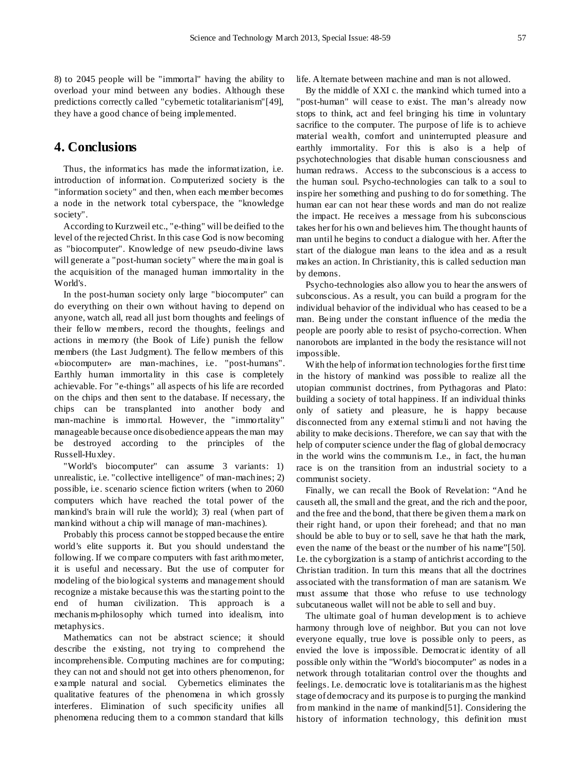8) to 2045 people will be "immortal" having the ability to overload your mind between any bodies. Although these predictions correctly called "cybernetic totalitarianism"[49], they have a good chance of being implemented.

## 4. Conclusions

Thus, the informatics has made the informatization, i.e. introduction of information. Computerized society is the "information society" and then, when each member becomes a node in the network total cyberspace, the "knowledge society".

According to Kurzweil etc., "e-thing" will be deified to the level of the rejected Christ. In this case God is now becoming as "biocomputer". Knowledge of new pseudo-divine laws will generate a "post-human society" where the main goal is the acquisition of the managed human immortality in the World's.

In the post-human society only large "biocomputer" can do everything on their own without having to depend on anyone, watch all, read all just born thoughts and feelings of their fellow members, record the thoughts, feelings and actions in memory (the Book of Life) punish the fellow members (the Last Judgment). The fellow members of this «biocomputer» are man-machines, i.e. "post-humans". Earthly human immortality in this case is completely achievable. For "e-things" all aspects of his life are recorded on the chips and then sent to the database. If necessary, the chips can be transplanted into another body and man-machine is immortal. However, the "immortality" manageable because once disobedience appears the man may be destroyed according to the principles of the Russell-Huxley.

"World's biocomputer" can assume 3 variants: 1) unrealistic, i.e. "collective intelligence" of man-machines; 2) possible, i.e. scenario science fiction writers (when to 2060 computers which have reached the total power of the mankind's brain will rule the world); 3) real (when part of mankind without a chip will manage of man-machines).

Probably this process cannot be stopped because the entire world's elite supports it. But you should understand the following. If we compare computers with fast arithmometer, it is useful and necessary. But the use of computer for modeling of the biological systems and management should recognize a mistake because this was the starting point to the end of human civilization. This approach is a mechanism-philosophy which turned into idealism, into metaphysics.

Mathematics can not be abstract science; it should describe the existing, not trying to comprehend the incomprehensible. Computing machines are for computing; they can not and should not get into others phenomenon, for example natural and social. Cybernetics eliminates the qualitative features of the phenomena in which grossly interferes. Elimination of such specificity unifies all phenomena reducing them to a common standard that kills life. Alternate between machine and man is not allowed.

By the middle of XXI c. the mankind which turned into a "post-human" will cease to exist. The man's already now stops to think, act and feel bringing his time in voluntary sacrifice to the computer. The purpose of life is to achieve material wealth, comfort and uninterrupted pleasure and earthly immortality. For this is also is a help of psychotechnologies that disable human consciousness and human redraws. Access to the subconscious is a access to the human soul. Psycho-technologies can talk to a soul to inspire her something and pushing to do for something. The human ear can not hear these words and man do not realize the impact. He receives a message from his subconscious takes her for his own and believes him. The thought haunts of man until he begins to conduct a dialogue with her. After the start of the dialogue man leans to the idea and as a result makes an action. In Christianity, this is called seduction man by demons.

Psycho-technologies also allow you to hear the answers of subconscious. As a result, you can build a program for the individual behavior of the individual who has ceased to be a man. Being under the constant influence of the media the people are poorly able to resist of psycho-correction. When nanorobots are implanted in the body the resistance will not impossible.

With the help of information technologies for the first time in the history of mankind was possible to realize all the utopian communist doctrines, from Pythagoras and Plato: building a society of total happiness. If an individual thinks only of satiety and pleasure, he is happy because disconnected from any external stimuli and not having the ability to make decisions. Therefore, we can say that with the help of computer science under the flag of global democracy in the world wins the communism. I.e., in fact, the human race is on the transition from an industrial society to a communist society.

Finally, we can recall the Book of Revelation: “And he causeth all, the small and the great, and the rich and the poor, and the free and the bond, that there be given them a mark on their right hand, or upon their forehead; and that no man should be able to buy or to sell, save he that hath the mark, even the name of the beast or the number of his name”[50]. I.e. the cyborgization is a stamp of antichrist according to the Christian tradition. In turn this means that all the doctrines associated with the transformation of man are satanism. We must assume that those who refuse to use technology subcutaneous wallet will not be able to sell and buy.

The ultimate goal of human development is to achieve harmony through love of neighbor. But you can not love everyone equally, true love is possible only to peers, as envied the love is impossible. Democratic identity of all possible only within the "World's biocomputer" as nodes in a network through totalitarian control over the thoughts and feelings. I.e. democratic love is totalitarianism as the highest stage of democracy and its purpose is to purging the mankind from mankind in the name of mankind[51]. Considering the history of information technology, this definition must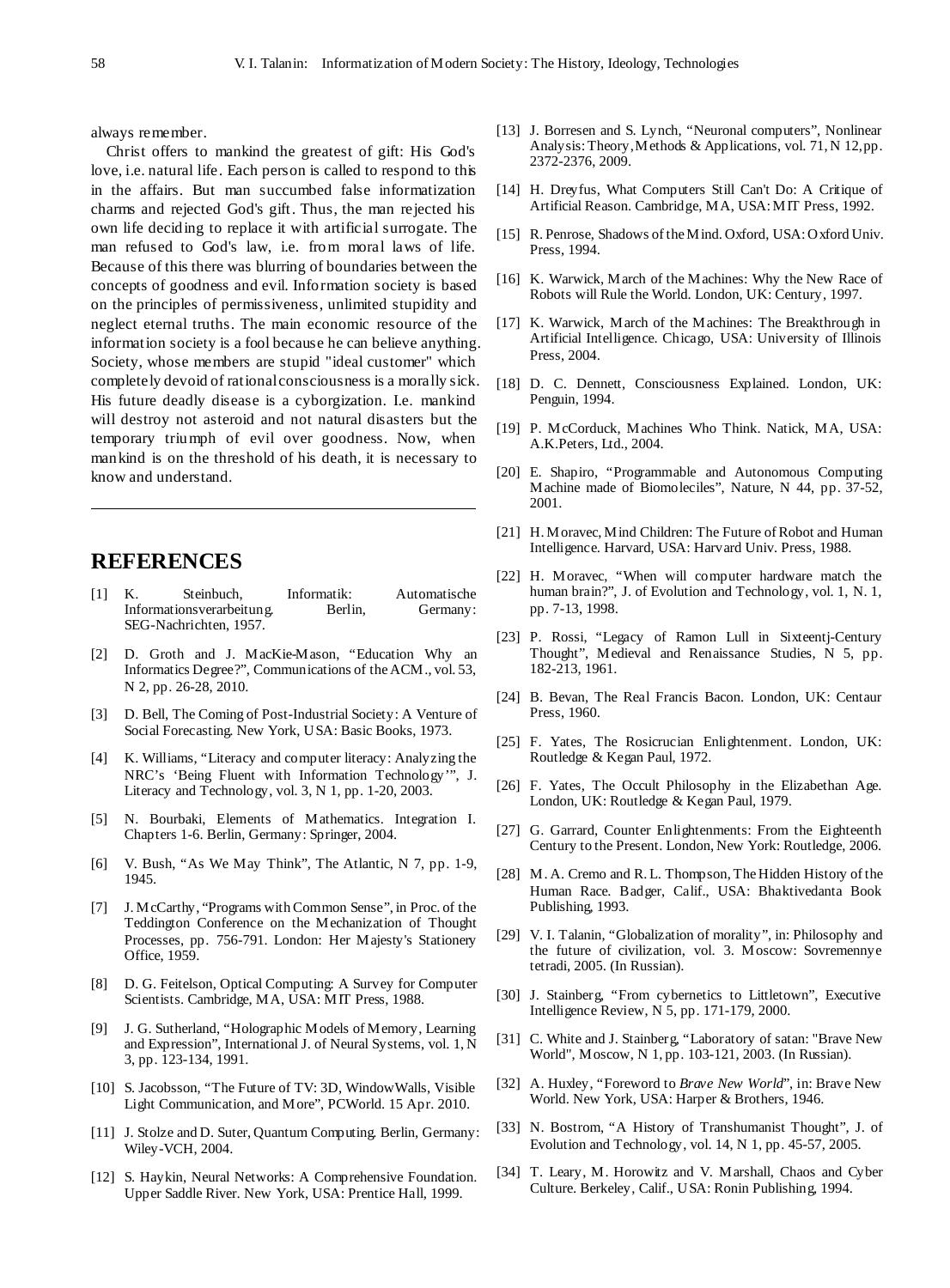always remember.

Christ offers to mankind the greatest of gift: His God's love, i.e. natural life. Each person is called to respond to this in the affairs. But man succumbed false informatization charms and rejected God's gift. Thus, the man rejected his own life deciding to replace it with artificial surrogate. The man refused to God's law, i.e. from moral laws of life. Because of this there was blurring of boundaries between the concepts of goodness and evil. Information society is based on the principles of permissiveness, unlimited stupidity and neglect eternal truths. The main economic resource of the information society is a fool because he can believe anything. Society, whose members are stupid "ideal customer" which completely devoid of rational consciousness is a morally sick. His future deadly disease is a cyborgization. I.e. mankind will destroy not asteroid and not natural disasters but the temporary triumph of evil over goodness. Now, when mankind is on the threshold of his death, it is necessary to know and understand.

## REFERENCES

[1] K. Steinbuch, Informatik: Automatische Informationsverarbeitung. Berlin, Germany: SEG-Nachrichten, 1957.

[2] D. Groth and J. MacKie-Mason, "Education Why an Informatics Degree?", Communications of the ACM., vol. 53, N 2, pp. 26-28, 2010.

[3] D. Bell, The Coming of Post-Industrial Society: A Venture of Social Forecasting. New York, USA: Basic Books, 1973.

[4] K. Williams, "Literacy and computer literacy: Analyzing the NRC's 'Being Fluent with Information Technology'", J. Literacy and Technology, vol. 3, N 1, pp. 1-20, 2003.

[5] N. Bourbaki, Elements of Mathematics. Integration I. Chapters 1-6. Berlin, Germany: Springer, 2004.

[6] V. Bush, "As We May Think", The Atlantic, N 7, pp. 1-9, 1945.

[7] J. McCarthy, "Programs with Common Sense", in Proc. of the Teddington Conference on the Mechanization of Thought Processes, pp. 756-791. London: Her Majesty's Stationery Office, 1959.

[8] D. G. Feitelson, Optical Computing: A Survey for Computer Scientists. Cambridge, MA, USA: MIT Press, 1988.

[9] J. G. Sutherland, "Holographic Models of Memory, Learning and Expression", International J. of Neural Systems, vol. 1, N 3, pp. 123-134, 1991.

[10] S. Jacobsson, "The Future of TV: 3D, WindowWalls, Visible Light Communication, and More", PCWorld. 15 Apr. 2010.

[11] J. Stolze and D. Suter, Quantum Computing. Berlin, Germany: Wiley-VCH, 2004.

[12] S. Haykin, Neural Networks: A Comprehensive Foundation. Upper Saddle River. New York, USA: Prentice Hall, 1999.

[13] J. Borresen and S. Lynch, "Neuronal computers", Nonlinear Analysis: Theory, Methods & Applications, vol. 71, N 12, pp. 2372-2376, 2009.

[14] H. Dreyfus, What Computers Still Can't Do: A Critique of Artificial Reason. Cambridge, MA, USA: MIT Press, 1992.

[15] R. Penrose, Shadows of the Mind. Oxford, USA: Oxford Univ. Press, 1994.

[16] K. Warwick, March of the Machines: Why the New Race of Robots will Rule the World. London, UK: Century, 1997.

[17] K. Warwick, March of the Machines: The Breakthrough in Artificial Intelligence. Chicago, USA: University of Illinois Press, 2004.

[18] D. C. Dennett, Consciousness Explained. London, UK: Penguin, 1994.

[19] P. McCorduck, Machines Who Think. Natick, MA, USA: A.K.Peters, Ltd., 2004.

[20] E. Shapiro, "Programmable and Autonomous Computing Machine made of Biomoleciles", Nature, N 44, pp. 37-52, 2001.

[21] H. Moravec, Mind Children: The Future of Robot and Human Intelligence. Harvard, USA: Harvard Univ. Press, 1988.

[22] H. Moravec, "When will computer hardware match the human brain?", J. of Evolution and Technology, vol. 1, N. 1, pp. 7-13, 1998.

[23] P. Rossi, "Legacy of Ramon Lull in Sixteentj-Century Thought", Medieval and Renaissance Studies, N 5, pp. 182-213, 1961.

[24] B. Bevan, The Real Francis Bacon. London, UK: Centaur Press, 1960.

[25] F. Yates, The Rosicrucian Enlightenment. London, UK: Routledge & Kegan Paul, 1972.

[26] F. Yates, The Occult Philosophy in the Elizabethan Age. London, UK: Routledge & Kegan Paul, 1979.

[27] G. Garrard, Counter Enlightenments: From the Eighteenth Century to the Present. London, New York: Routledge, 2006.

[28] M. A. Cremo and R. L. Thompson, The Hidden History of the Human Race. Badger, Calif., USA: Bhaktivedanta Book Publishing, 1993.

[29] V. I. Talanin, "Globalization of morality", in: Philosophy and the future of civilization, vol. 3. Moscow: Sovremennye tetradi, 2005. (In Russian).

[30] J. Stainberg, "From cybernetics to Littletown", Executive Intelligence Review, N 5, pp. 171-179, 2000.

[31] C. White and J. Stainberg, "Laboratory of satan: "Brave New World", Moscow, N 1, pp. 103-121, 2003. (In Russian).

[32] A. Huxley, "Foreword to *Brave New World*", in: Brave New World. New York, USA: Harper & Brothers, 1946.

[33] N. Bostrom, "A History of Transhumanist Thought", J. of Evolution and Technology, vol. 14, N 1, pp. 45-57, 2005.

[34] T. Leary, M. Horowitz and V. Marshall, Chaos and Cyber Culture. Berkeley, Calif., USA: Ronin Publishing, 1994.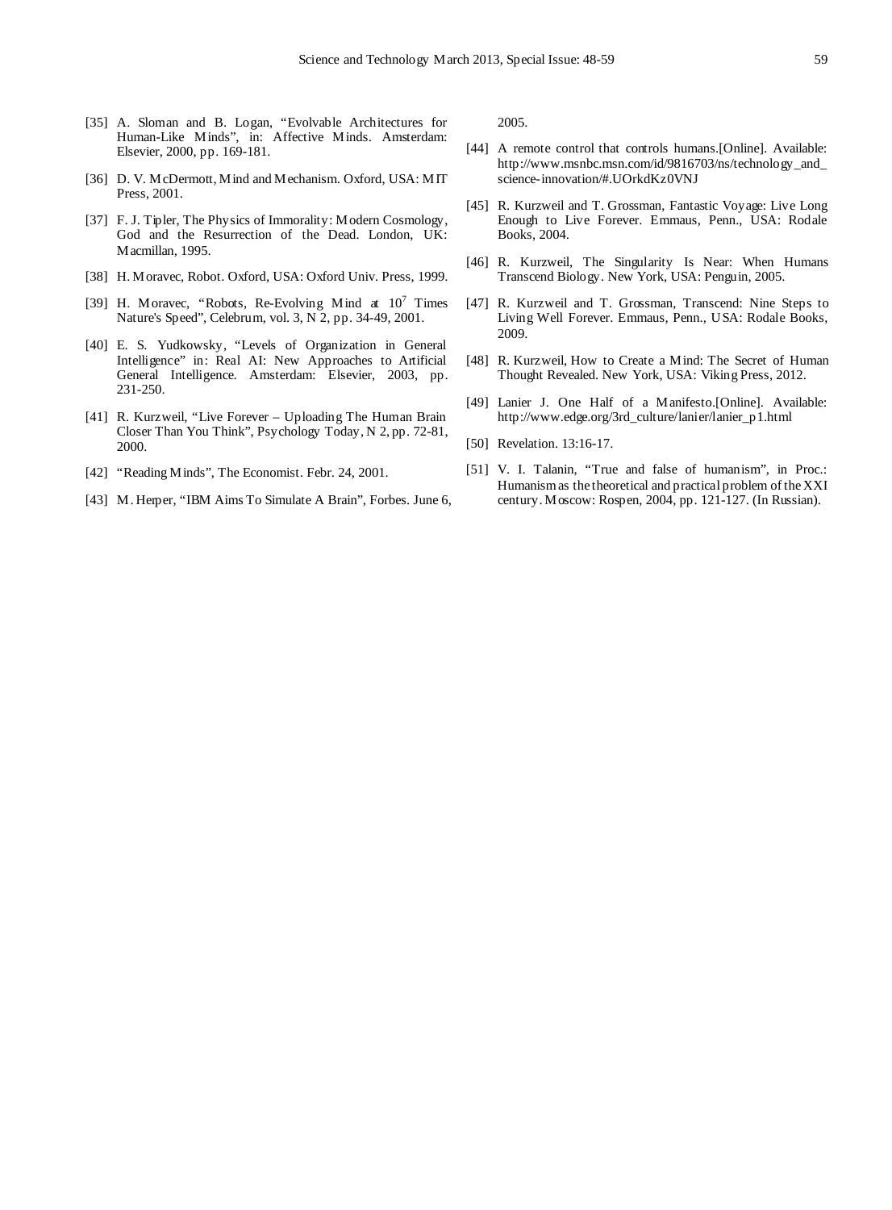[35] A. Sloman and B. Logan, "Evolvable Architectures for Human-Like Minds", in: Affective Minds. Amsterdam: Elsevier, 2000, pp. 169-181.

[36] D. V. McDermott, Mind and Mechanism. Oxford, USA: MIT Press, 2001.

[37] F. J. Tipler, The Physics of Immorality: Modern Cosmology, God and the Resurrection of the Dead. London, UK: Macmillan, 1995.

[38] H. Moravec, Robot. Oxford, USA: Oxford Univ. Press, 1999.

[39] H. Moravec, "Robots, Re-Evolving Mind at $10^7$ Times Nature's Speed", Celebrum, vol. 3, N 2, pp. 34-49, 2001.

[40] E. S. Yudkowsky, "Levels of Organization in General Intelligence" in: Real AI: New Approaches to Artificial General Intelligence. Amsterdam: Elsevier, 2003, pp. 231-250.

[41] R. Kurzweil, "Live Forever – Uploading The Human Brain Closer Than You Think", Psychology Today, N 2, pp. 72-81, 2000.

[42] "Reading Minds", The Economist. Febr. 24, 2001.

[43] M. Herper, "IBM Aims To Simulate A Brain", Forbes. June 6, 2005.

[44] A remote control that controls humans.[Online]. Available: http://www.msnbc.msn.com/id/9816703/ns/technology_and_science-innovation/#.UOrkdKz0VNJ

[45] R. Kurzweil and T. Grossman, Fantastic Voyage: Live Long Enough to Live Forever. Emmaus, Penn., USA: Rodale Books, 2004.

[46] R. Kurzweil, The Singularity Is Near: When Humans Transcend Biology. New York, USA: Penguin, 2005.

[47] R. Kurzweil and T. Grossman, Transcend: Nine Steps to Living Well Forever. Emmaus, Penn., USA: Rodale Books, 2009.

[48] R. Kurzweil, How to Create a Mind: The Secret of Human Thought Revealed. New York, USA: Viking Press, 2012.

[49] Lanier J. One Half of a Manifesto.[Online]. Available: http://www.edge.org/3rd_culture/lanier/lanier_p1.html

[50] Revelation. 13:16-17.

[51] V. I. Talanin, "True and false of humanism", in Proc.: Humanism as the theoretical and practical problem of the XXI century. Moscow: Rospen, 2004, pp. 121-127. (In Russian).